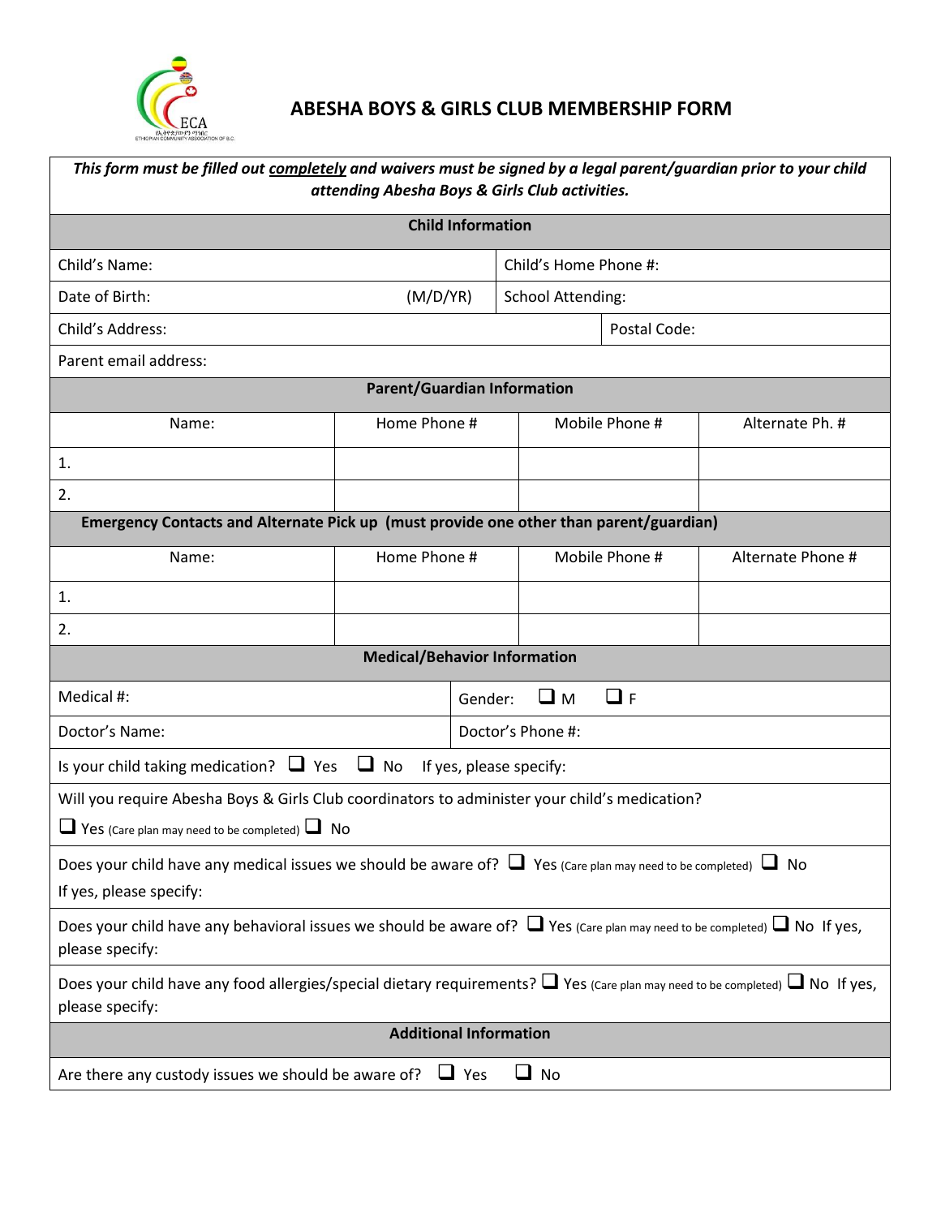# ABESHA BOYS & GIRLS CLUB MEMBERSHIP FORM

***This form must be filled out completely and waivers must be signed by a legal parent/guardian prior to your child attending Abesha Boys & Girls Club activities.***

## Child Information

| | |
|---|---|
| Child's Name: | Child's Home Phone #: |
| Date of Birth: (M/D/YR) | School Attending: |
| Child's Address: | Postal Code: |
| Parent email address: | |

## Parent/Guardian Information

| Name: | Home Phone # | Mobile Phone # | Alternate Ph. # |
|---|---|---|---|
| 1. | | | |
| 2. | | | |

## Emergency Contacts and Alternate Pick up (must provide one other than parent/guardian)

| Name: | Home Phone # | Mobile Phone # | Alternate Phone # |
|---|---|---|---|
| 1. | | | |
| 2. | | | |

## Medical/Behavior Information

| | |
|---|---|
| Medical #: | Gender: ❑ M ❑ F |
| Doctor's Name: | Doctor's Phone #: |

Is your child taking medication? ❑ Yes ❑ No If yes, please specify:

Will you require Abesha Boys & Girls Club coordinators to administer your child's medication?
❑ Yes (Care plan may need to be completed) ❑ No

Does your child have any medical issues we should be aware of? ❑ Yes (Care plan may need to be completed) ❑ No
If yes, please specify:

Does your child have any behavioral issues we should be aware of? ❑ Yes (Care plan may need to be completed) ❑ No If yes, please specify:

Does your child have any food allergies/special dietary requirements? ❑ Yes (Care plan may need to be completed) ❑ No If yes, please specify:

## Additional Information

Are there any custody issues we should be aware of? ❑ Yes ❑ No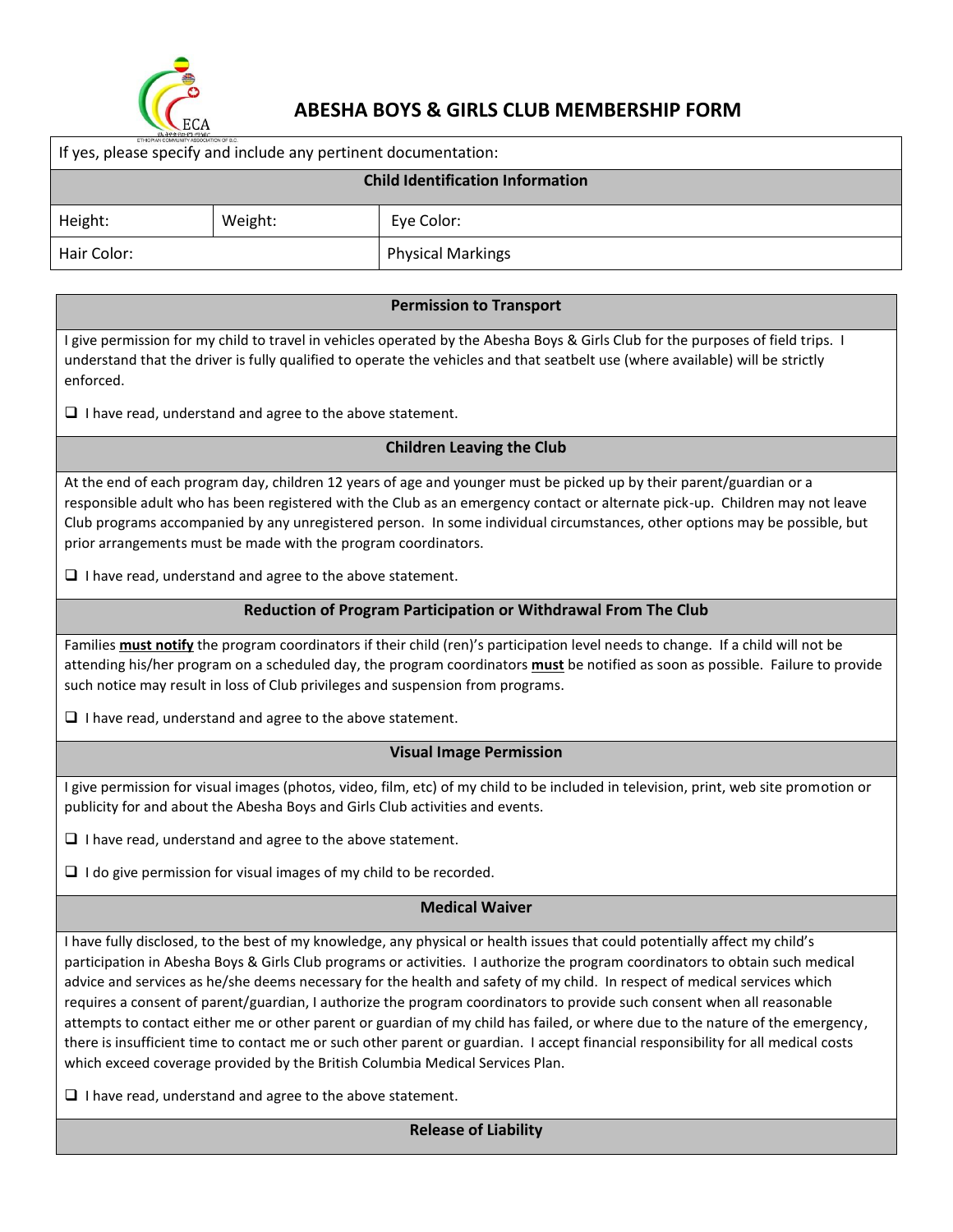## ABESHA BOYS & GIRLS CLUB MEMBERSHIP FORM

If yes, please specify and include any pertinent documentation:

| Child Identification Information | | |
| --- | --- | --- |
| Height: | Weight: | Eye Color: |
| Hair Color: | | Physical Markings |

### Permission to Transport

I give permission for my child to travel in vehicles operated by the Abesha Boys & Girls Club for the purposes of field trips. I understand that the driver is fully qualified to operate the vehicles and that seatbelt use (where available) will be strictly enforced.

❑ I have read, understand and agree to the above statement.

### Children Leaving the Club

At the end of each program day, children 12 years of age and younger must be picked up by their parent/guardian or a responsible adult who has been registered with the Club as an emergency contact or alternate pick-up. Children may not leave Club programs accompanied by any unregistered person. In some individual circumstances, other options may be possible, but prior arrangements must be made with the program coordinators.

❑ I have read, understand and agree to the above statement.

### Reduction of Program Participation or Withdrawal From The Club

Families **must notify** the program coordinators if their child (ren)'s participation level needs to change. If a child will not be attending his/her program on a scheduled day, the program coordinators **must** be notified as soon as possible. Failure to provide such notice may result in loss of Club privileges and suspension from programs.

❑ I have read, understand and agree to the above statement.

### Visual Image Permission

I give permission for visual images (photos, video, film, etc) of my child to be included in television, print, web site promotion or publicity for and about the Abesha Boys and Girls Club activities and events.

❑ I have read, understand and agree to the above statement.

❑ I do give permission for visual images of my child to be recorded.

### Medical Waiver

I have fully disclosed, to the best of my knowledge, any physical or health issues that could potentially affect my child's participation in Abesha Boys & Girls Club programs or activities. I authorize the program coordinators to obtain such medical advice and services as he/she deems necessary for the health and safety of my child. In respect of medical services which requires a consent of parent/guardian, I authorize the program coordinators to provide such consent when all reasonable attempts to contact either me or other parent or guardian of my child has failed, or where due to the nature of the emergency, there is insufficient time to contact me or such other parent or guardian. I accept financial responsibility for all medical costs which exceed coverage provided by the British Columbia Medical Services Plan.

❑ I have read, understand and agree to the above statement.

### Release of Liability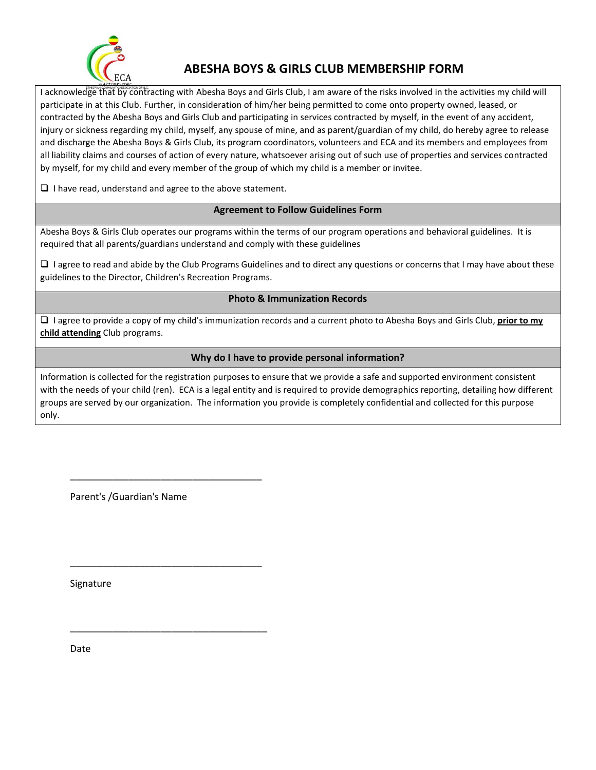# ABESHA BOYS & GIRLS CLUB MEMBERSHIP FORM

I acknowledge that by contracting with Abesha Boys and Girls Club, I am aware of the risks involved in the activities my child will participate in at this Club. Further, in consideration of him/her being permitted to come onto property owned, leased, or contracted by the Abesha Boys and Girls Club and participating in services contracted by myself, in the event of any accident, injury or sickness regarding my child, myself, any spouse of mine, and as parent/guardian of my child, do hereby agree to release and discharge the Abesha Boys & Girls Club, its program coordinators, volunteers and ECA and its members and employees from all liability claims and courses of action of every nature, whatsoever arising out of such use of properties and services contracted by myself, for my child and every member of the group of which my child is a member or invitee.

☐ I have read, understand and agree to the above statement.

## Agreement to Follow Guidelines Form

Abesha Boys & Girls Club operates our programs within the terms of our program operations and behavioral guidelines. It is required that all parents/guardians understand and comply with these guidelines

☐ I agree to read and abide by the Club Programs Guidelines and to direct any questions or concerns that I may have about these guidelines to the Director, Children's Recreation Programs.

## Photo & Immunization Records

☐ I agree to provide a copy of my child's immunization records and a current photo to Abesha Boys and Girls Club, **prior to my child attending** Club programs.

## Why do I have to provide personal information?

Information is collected for the registration purposes to ensure that we provide a safe and supported environment consistent with the needs of your child (ren). ECA is a legal entity and is required to provide demographics reporting, detailing how different groups are served by our organization. The information you provide is completely confidential and collected for this purpose only.

____________________________________

Parent's /Guardian's Name

____________________________________

Signature

____________________________________

Date